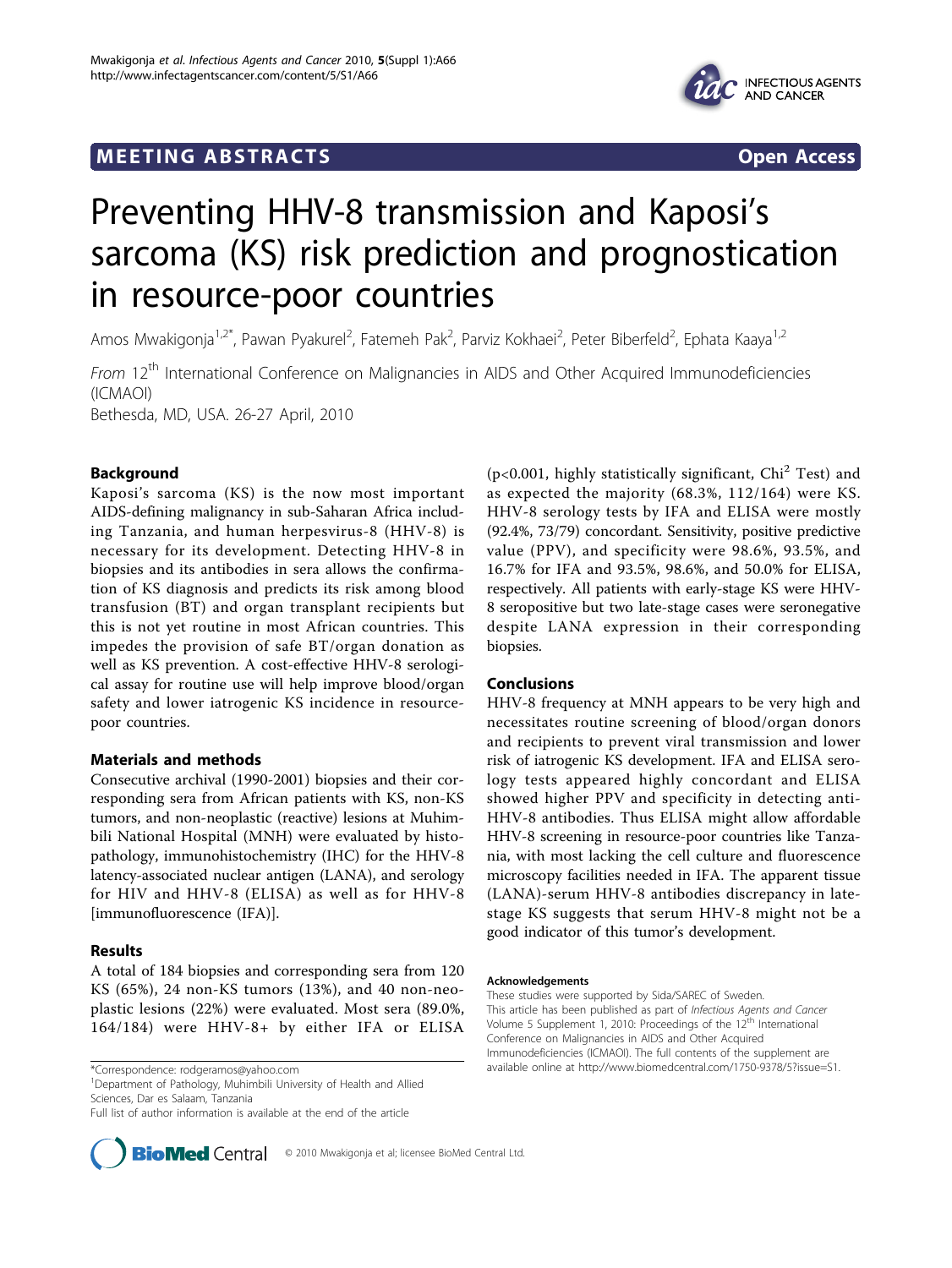MEETING ABSTRACTS **Open Access**

# Preventing HHV-8 transmission and Kaposi's sarcoma (KS) risk prediction and prognostication in resource-poor countries

Amos Mwakigonja[1,2*], Pawan Pyakurel[2], Fatemeh Pak[2], Parviz Kokhaei[2], Peter Biberfeld[2], Ephata Kaaya[1,2]

*From* 12[th] International Conference on Malignancies in AIDS and Other Acquired Immunodeficiencies (ICMAOI)
Bethesda, MD, USA. 26-27 April, 2010

## Background

Kaposi's sarcoma (KS) is the now most important AIDS-defining malignancy in sub-Saharan Africa including Tanzania, and human herpesvirus-8 (HHV-8) is necessary for its development. Detecting HHV-8 in biopsies and its antibodies in sera allows the confirmation of KS diagnosis and predicts its risk among blood transfusion (BT) and organ transplant recipients but this is not yet routine in most African countries. This impedes the provision of safe BT/organ donation as well as KS prevention. A cost-effective HHV-8 serological assay for routine use will help improve blood/organ safety and lower iatrogenic KS incidence in resource-poor countries.

## Materials and methods

Consecutive archival (1990-2001) biopsies and their corresponding sera from African patients with KS, non-KS tumors, and non-neoplastic (reactive) lesions at Muhimbili National Hospital (MNH) were evaluated by histopathology, immunohistochemistry (IHC) for the HHV-8 latency-associated nuclear antigen (LANA), and serology for HIV and HHV-8 (ELISA) as well as for HHV-8 [immunofluorescence (IFA)].

## Results

A total of 184 biopsies and corresponding sera from 120 KS (65%), 24 non-KS tumors (13%), and 40 non-neoplastic lesions (22%) were evaluated. Most sera (89.0%, 164/184) were HHV-8+ by either IFA or ELISA ($p<0.001$, highly statistically significant, $Chi^2$ Test) and as expected the majority (68.3%, 112/164) were KS. HHV-8 serology tests by IFA and ELISA were mostly (92.4%, 73/79) concordant. Sensitivity, positive predictive value (PPV), and specificity were 98.6%, 93.5%, and 16.7% for IFA and 93.5%, 98.6%, and 50.0% for ELISA, respectively. All patients with early-stage KS were HHV-8 seropositive but two late-stage cases were seronegative despite LANA expression in their corresponding biopsies.

## Conclusions

HHV-8 frequency at MNH appears to be very high and necessitates routine screening of blood/organ donors and recipients to prevent viral transmission and lower risk of iatrogenic KS development. IFA and ELISA serology tests appeared highly concordant and ELISA showed higher PPV and specificity in detecting anti-HHV-8 antibodies. Thus ELISA might allow affordable HHV-8 screening in resource-poor countries like Tanzania, with most lacking the cell culture and fluorescence microscopy facilities needed in IFA. The apparent tissue (LANA)-serum HHV-8 antibodies discrepancy in late-stage KS suggests that serum HHV-8 might not be a good indicator of this tumor's development.

### Acknowledgements

These studies were supported by Sida/SAREC of Sweden.
This article has been published as part of *Infectious Agents and Cancer* Volume 5 Supplement 1, 2010: Proceedings of the 12[th] International Conference on Malignancies in AIDS and Other Acquired Immunodeficiencies (ICMAOI). The full contents of the supplement are available online at http://www.biomedcentral.com/1750-9378/5?issue=S1.

*Correspondence: rodgeramos@yahoo.com
[1]Department of Pathology, Muhimbili University of Health and Allied Sciences, Dar es Salaam, Tanzania
Full list of author information is available at the end of the article

© 2010 Mwakigonja et al; licensee BioMed Central Ltd.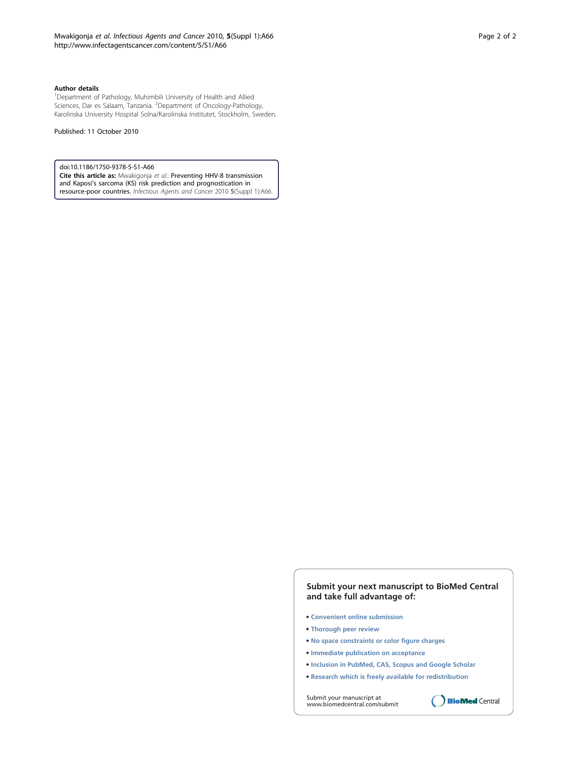### Author details

[1]Department of Pathology, Muhimbili University of Health and Allied Sciences, Dar es Salaam, Tanzania. [2]Department of Oncology-Pathology, Karolinska University Hospital Solna/Karolinska Institutet, Stockholm, Sweden.

Published: 11 October 2010

doi:10.1186/1750-9378-5-S1-A66

**Cite this article as:** Mwakigonja *et al.*: Preventing HHV-8 transmission and Kaposi's sarcoma (KS) risk prediction and prognostication in resource-poor countries. *Infectious Agents and Cancer* 2010 **5**(Suppl 1):A66.

**Submit your next manuscript to BioMed Central and take full advantage of:**

- **Convenient online submission**
- **Thorough peer review**
- **No space constraints or color figure charges**
- **Immediate publication on acceptance**
- **Inclusion in PubMed, CAS, Scopus and Google Scholar**
- **Research which is freely available for redistribution**

Submit your manuscript at
www.biomedcentral.com/submit

BioMed Central